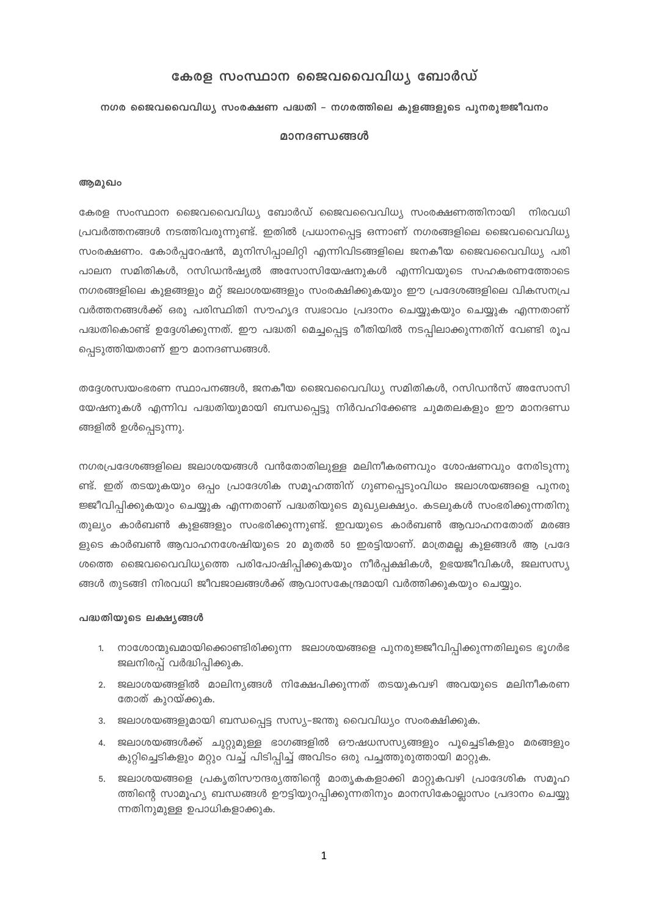# കേരള സംസ്ഥാന ജൈവവൈവിധ്യ ബോർഡ്

## നഗര ജൈവവൈവിധ്യ സംരക്ഷണ പദ്ധതി – നഗരത്തിലെ കുളങ്ങളുടെ പുനരുജ്ജീവനം

## മാനദണ്ഡങ്ങൾ

### ആമുഖം

കേരള സംസ്ഥാന ജൈവവൈവിധ്യ ബോർഡ് ജൈവവൈവിധ്യ സംരക്ഷണത്തിനായി നിരവധി പ്രവർത്തനങ്ങൾ നടത്തിവരുന്നുണ്ട്. ഇതിൽ പ്രധാനപ്പെട്ട ഒന്നാണ് നഗരങ്ങളിലെ ജൈവവൈവിധ്യ സംരക്ഷണം. കോർപ്പറേഷൻ, മുനിസിപ്പാലിറ്റി എന്നിവിടങ്ങളിലെ ജനകീയ ജൈവവൈവിധ്യ പരിപാലന സമിതികൾ, റസിഡൻഷ്യൽ അസോസിയേഷനുകൾ എന്നിവയുടെ സഹകരണത്തോടെ നഗരങ്ങളിലെ കുളങ്ങളും മറ്റ് ജലാശയങ്ങളും സംരക്ഷിക്കുകയും ഈ പ്രദേശങ്ങളിലെ വികസനപ്രവർത്തനങ്ങൾക്ക് ഒരു പരിസ്ഥിതി സൗഹൃദ സ്വഭാവം പ്രദാനം ചെയ്യുകയും ചെയ്യുക എന്നതാണ് പദ്ധതികൊണ്ട് ഉദ്ദേശിക്കുന്നത്. ഈ പദ്ധതി മെച്ചപ്പെട്ട രീതിയിൽ നടപ്പിലാക്കുന്നതിന് വേണ്ടി രൂപപ്പെടുത്തിയതാണ് ഈ മാനദണ്ഡങ്ങൾ.

തദ്ദേശസ്വയംഭരണ സ്ഥാപനങ്ങൾ, ജനകീയ ജൈവവൈവിധ്യ സമിതികൾ, റസിഡൻസ് അസോസിയേഷനുകൾ എന്നിവ പദ്ധതിയുമായി ബന്ധപ്പെട്ടു നിർവഹിക്കേണ്ട ചുമതലകളും ഈ മാനദണ്ഡങ്ങളിൽ ഉൾപ്പെടുന്നു.

നഗരപ്രദേശങ്ങളിലെ ജലാശയങ്ങൾ വൻതോതിലുള്ള മലിനീകരണവും ശോഷണവും നേരിടുന്നുണ്ട്. ഇത് തടയുകയും ഒപ്പം പ്രാദേശിക സമൂഹത്തിന് ഗുണപ്പെടുംവിധം ജലാശയങ്ങളെ പുനരുജ്ജീവിപ്പിക്കുകയും ചെയ്യുക എന്നതാണ് പദ്ധതിയുടെ മുഖ്യലക്ഷ്യം. കടലുകൾ സംഭരിക്കുന്നതിനു തുല്യം കാർബൺ കുളങ്ങളും സംഭരിക്കുന്നുണ്ട്. ഇവയുടെ കാർബൺ ആവാഹനതോത് മരങ്ങളുടെ കാർബൺ ആവാഹനശേഷിയുടെ 20 മുതൽ 50 ഇരട്ടിയാണ്. മാത്രമല്ല കുളങ്ങൾ ആ പ്രദേശത്തെ ജൈവവൈവിധ്യത്തെ പരിപോഷിപ്പിക്കുകയും നീർപ്പക്ഷികൾ, ഉഭയജീവികൾ, ജലസസ്യങ്ങൾ തുടങ്ങി നിരവധി ജീവജാലങ്ങൾക്ക് ആവാസകേന്ദ്രമായി വർത്തിക്കുകയും ചെയ്യും.

### പദ്ധതിയുടെ ലക്ഷ്യങ്ങൾ

1. നാശോന്മുഖമായിക്കൊണ്ടിരിക്കുന്ന ജലാശയങ്ങളെ പുനരുജ്ജീവിപ്പിക്കുന്നതിലൂടെ ഭൂഗർഭ ജലനിരപ്പ് വർദ്ധിപ്പിക്കുക.
2. ജലാശയങ്ങളിൽ മാലിന്യങ്ങൾ നിക്ഷേപിക്കുന്നത് തടയുകവഴി അവയുടെ മലിനീകരണ തോത് കുറയ്ക്കുക.
3. ജലാശയങ്ങളുമായി ബന്ധപ്പെട്ട സസ്യ-ജന്തു വൈവിധ്യം സംരക്ഷിക്കുക.
4. ജലാശയങ്ങൾക്ക് ചുറ്റുമുള്ള ഭാഗങ്ങളിൽ ഔഷധസസ്യങ്ങളും പൂച്ചെടികളും മരങ്ങളും കുറ്റിച്ചെടികളും മറ്റും വച്ച് പിടിപ്പിച്ച് അവിടം ഒരു പച്ചത്തുരുത്തായി മാറ്റുക.
5. ജലാശയങ്ങളെ പ്രകൃതിസൗന്ദര്യത്തിന്റെ മാതൃകകളാക്കി മാറ്റുകവഴി പ്രാദേശിക സമൂഹത്തിന്റെ സാമൂഹ്യ ബന്ധങ്ങൾ ഊട്ടിയുറപ്പിക്കുന്നതിനും മാനസികോല്ലാസം പ്രദാനം ചെയ്യുന്നതിനുമുള്ള ഉപാധികളാക്കുക.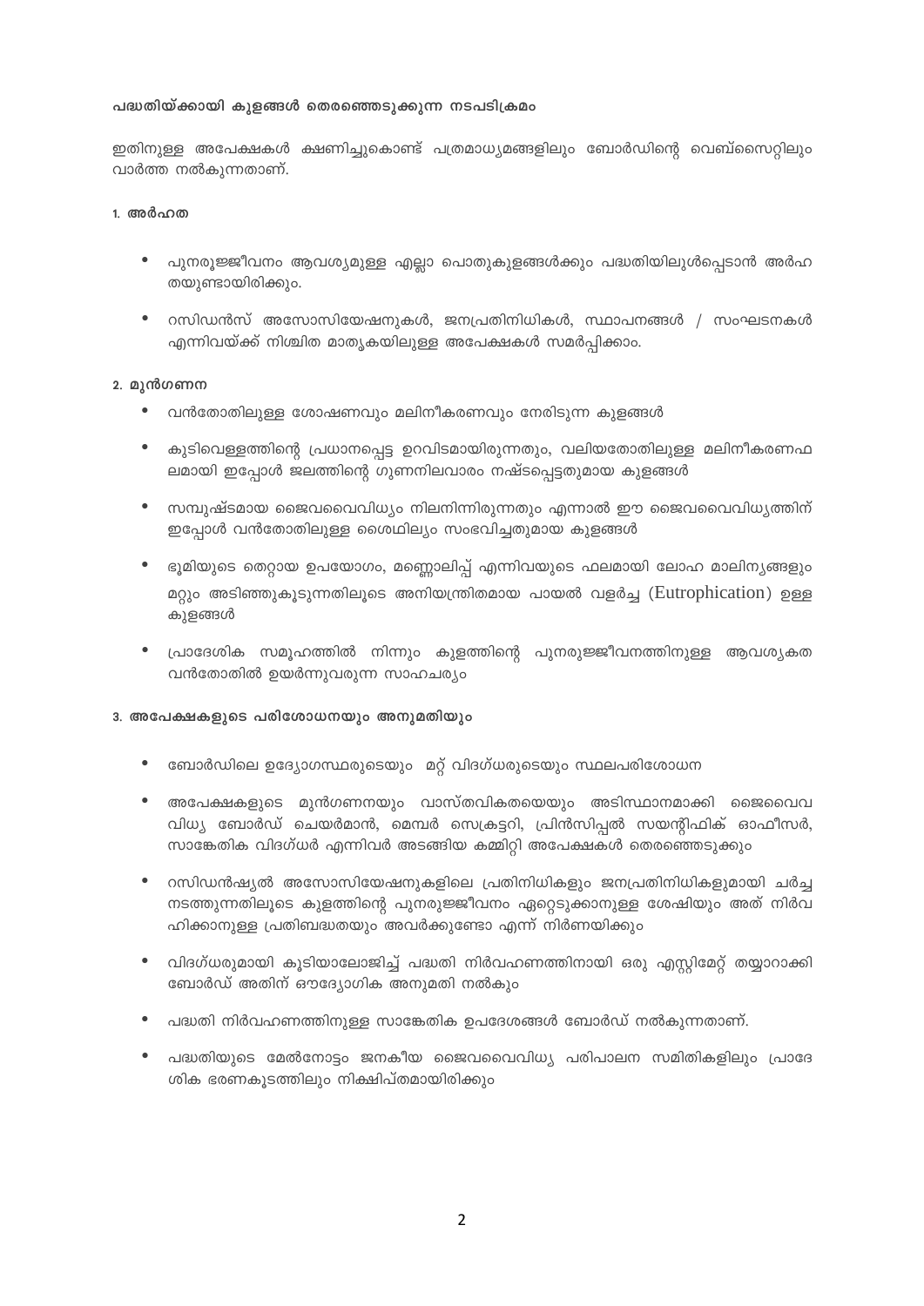**പദ്ധതിയ്ക്കായി കുളങ്ങൾ തെരഞ്ഞെടുക്കുന്ന നടപടിക്രമം**

ഇതിനുള്ള അപേക്ഷകൾ ക്ഷണിച്ചുകൊണ്ട് പത്രമാധ്യമങ്ങളിലും ബോർഡിന്റെ വെബ്സൈറ്റിലും വാർത്ത നൽകുന്നതാണ്.

**1. അർഹത**

- പുനരുജ്ജീവനം ആവശ്യമുള്ള എല്ലാ പൊതുകുളങ്ങൾക്കും പദ്ധതിയിലുൾപ്പെടാൻ അർഹതയുണ്ടായിരിക്കും.
- റസിഡൻസ് അസോസിയേഷനുകൾ, ജനപ്രതിനിധികൾ, സ്ഥാപനങ്ങൾ / സംഘടനകൾ എന്നിവയ്ക്ക് നിശ്ചിത മാതൃകയിലുള്ള അപേക്ഷകൾ സമർപ്പിക്കാം.

**2. മുൻഗണന**

- വൻതോതിലുള്ള ശോഷണവും മലിനീകരണവും നേരിടുന്ന കുളങ്ങൾ
- കുടിവെള്ളത്തിന്റെ പ്രധാനപ്പെട്ട ഉറവിടമായിരുന്നതും, വലിയതോതിലുള്ള മലിനീകരണഫലമായി ഇപ്പോൾ ജലത്തിന്റെ ഗുണനിലവാരം നഷ്ടപ്പെട്ടതുമായ കുളങ്ങൾ
- സമ്പുഷ്ടമായ ജൈവവൈവിധ്യം നിലനിന്നിരുന്നതും എന്നാൽ ഈ ജൈവവൈവിധ്യത്തിന് ഇപ്പോൾ വൻതോതിലുള്ള ശൈഥില്യം സംഭവിച്ചതുമായ കുളങ്ങൾ
- ഭൂമിയുടെ തെറ്റായ ഉപയോഗം, മണ്ണൊലിപ്പ് എന്നിവയുടെ ഫലമായി ലോഹ മാലിന്യങ്ങളും മറ്റും അടിഞ്ഞുകൂടുന്നതിലൂടെ അനിയന്ത്രിതമായ പായൽ വളർച്ച (Eutrophication) ഉള്ള കുളങ്ങൾ
- പ്രാദേശിക സമൂഹത്തിൽ നിന്നും കുളത്തിന്റെ പുനരുജ്ജീവനത്തിനുള്ള ആവശ്യകത വൻതോതിൽ ഉയർന്നുവരുന്ന സാഹചര്യം

**3. അപേക്ഷകളുടെ പരിശോധനയും അനുമതിയും**

- ബോർഡിലെ ഉദ്യോഗസ്ഥരുടെയും മറ്റ് വിദഗ്ധരുടെയും സ്ഥലപരിശോധന
- അപേക്ഷകളുടെ മുൻഗണനയും വാസ്തവികതയെയും അടിസ്ഥാനമാക്കി ജൈവവൈവിധ്യ ബോർഡ് ചെയർമാൻ, മെമ്പർ സെക്രട്ടറി, പ്രിൻസിപ്പൽ സയന്റിഫിക് ഓഫീസർ, സാങ്കേതിക വിദഗ്ധർ എന്നിവർ അടങ്ങിയ കമ്മിറ്റി അപേക്ഷകൾ തെരഞ്ഞെടുക്കും
- റസിഡൻഷ്യൽ അസോസിയേഷനുകളിലെ പ്രതിനിധികളും ജനപ്രതിനിധികളുമായി ചർച്ച നടത്തുന്നതിലൂടെ കുളത്തിന്റെ പുനരുജ്ജീവനം ഏറ്റെടുക്കാനുള്ള ശേഷിയും അത് നിർവഹിക്കാനുള്ള പ്രതിബദ്ധതയും അവർക്കുണ്ടോ എന്ന് നിർണയിക്കും
- വിദഗ്ധരുമായി കൂടിയാലോജിച്ച് പദ്ധതി നിർവഹണത്തിനായി ഒരു എസ്റ്റിമേറ്റ് തയ്യാറാക്കി ബോർഡ് അതിന് ഔദ്യോഗിക അനുമതി നൽകും
- പദ്ധതി നിർവഹണത്തിനുള്ള സാങ്കേതിക ഉപദേശങ്ങൾ ബോർഡ് നൽകുന്നതാണ്.
- പദ്ധതിയുടെ മേൽനോട്ടം ജനകീയ ജൈവവൈവിധ്യ പരിപാലന സമിതികളിലും പ്രാദേശിക ഭരണകൂടത്തിലും നിക്ഷിപ്തമായിരിക്കും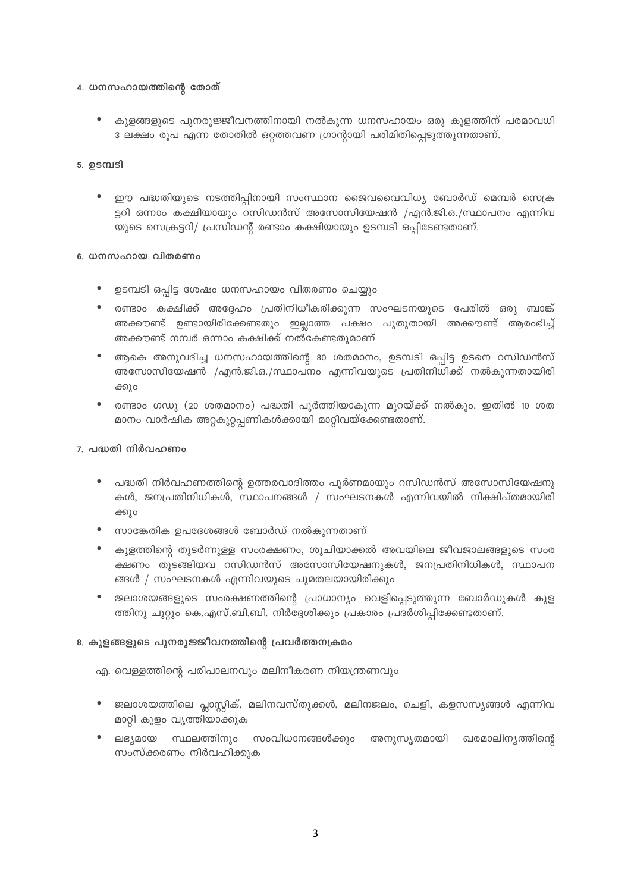#### 4. ധനസഹായത്തിന്റെ തോത്

- കുളങ്ങളുടെ പുനരുജ്ജീവനത്തിനായി നൽകുന്ന ധനസഹായം ഒരു കുളത്തിന് പരമാവധി 3 ലക്ഷം രൂപ എന്ന തോതിൽ ഒറ്റത്തവണ ഗ്രാന്റായി പരിമിതിപ്പെടുത്തുന്നതാണ്.

#### 5. ഉടമ്പടി

- ഈ പദ്ധതിയുടെ നടത്തിപ്പിനായി സംസ്ഥാന ജൈവവൈവിധ്യ ബോർഡ് മെമ്പർ സെക്രട്ടറി ഒന്നാം കക്ഷിയായും റസിഡൻസ് അസോസിയേഷൻ /എൻ.ജി.ഒ./സ്ഥാപനം എന്നിവയുടെ സെക്രട്ടറി/ പ്രസിഡന്റ് രണ്ടാം കക്ഷിയായും ഉടമ്പടി ഒപ്പിടേണ്ടതാണ്.

#### 6. ധനസഹായ വിതരണം

- ഉടമ്പടി ഒപ്പിട്ട ശേഷം ധനസഹായം വിതരണം ചെയ്യും
- രണ്ടാം കക്ഷിക്ക് അദ്ദേഹം പ്രതിനിധീകരിക്കുന്ന സംഘടനയുടെ പേരിൽ ഒരു ബാങ്ക് അക്കൗണ്ട് ഉണ്ടായിരിക്കേണ്ടതും ഇല്ലാത്ത പക്ഷം പുതുതായി അക്കൗണ്ട് ആരംഭിച്ച് അക്കൗണ്ട് നമ്പർ ഒന്നാം കക്ഷിക്ക് നൽകേണ്ടതുമാണ്
- ആകെ അനുവദിച്ച ധനസഹായത്തിന്റെ 80 ശതമാനം, ഉടമ്പടി ഒപ്പിട്ട ഉടനെ റസിഡൻസ് അസോസിയേഷൻ /എൻ.ജി.ഒ./സ്ഥാപനം എന്നിവയുടെ പ്രതിനിധിക്ക് നൽകുന്നതായിരിക്കും
- രണ്ടാം ഗഡു (20 ശതമാനം) പദ്ധതി പൂർത്തിയാകുന്ന മുറയ്ക്ക് നൽകും. ഇതിൽ 10 ശതമാനം വാർഷിക അറ്റകുറ്റപ്പണികൾക്കായി മാറ്റിവയ്ക്കേണ്ടതാണ്.

#### 7. പദ്ധതി നിർവഹണം

- പദ്ധതി നിർവഹണത്തിന്റെ ഉത്തരവാദിത്തം പൂർണമായും റസിഡൻസ് അസോസിയേഷനുകൾ, ജനപ്രതിനിധികൾ, സ്ഥാപനങ്ങൾ / സംഘടനകൾ എന്നിവയിൽ നിക്ഷിപ്തമായിരിക്കും
- സാങ്കേതിക ഉപദേശങ്ങൾ ബോർഡ് നൽകുന്നതാണ്
- കുളത്തിന്റെ തുടർന്നുള്ള സംരക്ഷണം, ശുചിയാക്കൽ അവയിലെ ജീവജാലങ്ങളുടെ സംരക്ഷണം തുടങ്ങിയവ റസിഡൻസ് അസോസിയേഷനുകൾ, ജനപ്രതിനിധികൾ, സ്ഥാപനങ്ങൾ / സംഘടനകൾ എന്നിവയുടെ ചുമതലയായിരിക്കും
- ജലാശയങ്ങളുടെ സംരക്ഷണത്തിന്റെ പ്രാധാന്യം വെളിപ്പെടുത്തുന്ന ബോർഡുകൾ കുളത്തിനു ചുറ്റും കെ.എസ്.ബി.ബി. നിർദ്ദേശിക്കും പ്രകാരം പ്രദർശിപ്പിക്കേണ്ടതാണ്.

#### 8. കുളങ്ങളുടെ പുനരുജ്ജീവനത്തിന്റെ പ്രവർത്തനക്രമം

എ. വെള്ളത്തിന്റെ പരിപാലനവും മലിനീകരണ നിയന്ത്രണവും

- ജലാശയത്തിലെ പ്ലാസ്റ്റിക്, മലിനവസ്തുക്കൾ, മലിനജലം, ചെളി, കളസസ്യങ്ങൾ എന്നിവ മാറ്റി കുളം വൃത്തിയാക്കുക
- ലഭ്യമായ സ്ഥലത്തിനും സംവിധാനങ്ങൾക്കും അനുസൃതമായി ഖരമാലിന്യത്തിന്റെ സംസ്കരണം നിർവഹിക്കുക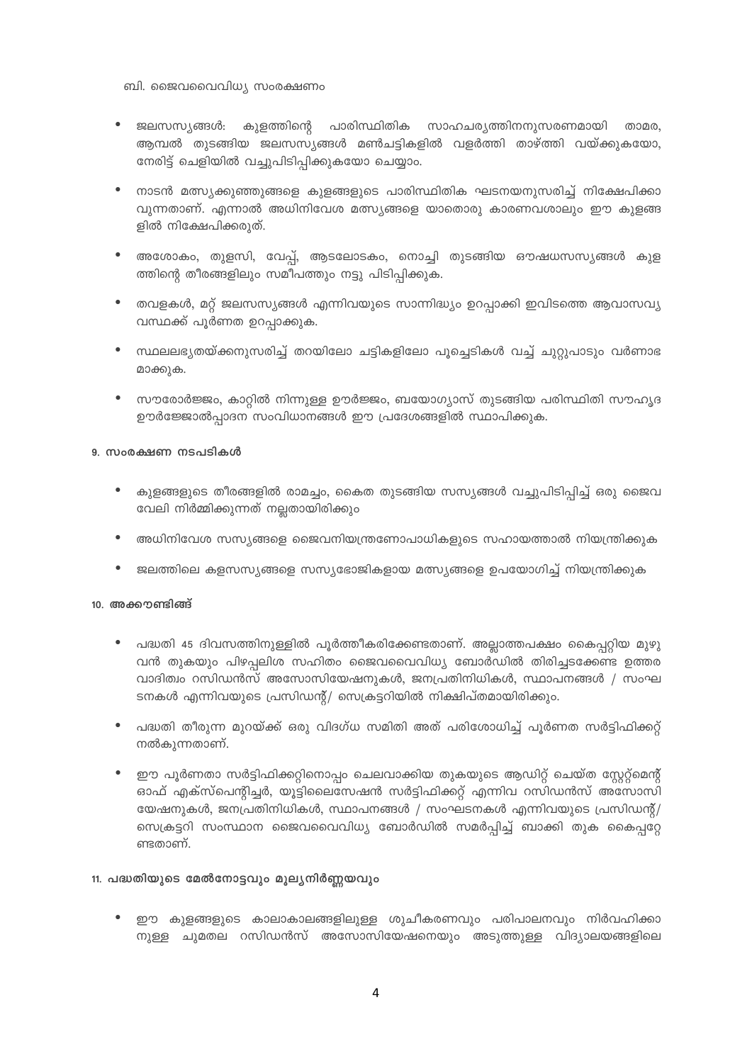ബി. ജൈവവൈവിധ്യ സംരക്ഷണം

- ജലസസ്യങ്ങൾ: കുളത്തിന്റെ പാരിസ്ഥിതിക സാഹചര്യത്തിനനുസരണമായി താമര, ആമ്പൽ തുടങ്ങിയ ജലസസ്യങ്ങൾ മൺചട്ടികളിൽ വളർത്തി താഴ്ത്തി വയ്ക്കുകയോ, നേരിട്ട് ചെളിയിൽ വച്ചുപിടിപ്പിക്കുകയോ ചെയ്യാം.

- നാടൻ മത്സ്യക്കുഞ്ഞുങ്ങളെ കുളങ്ങളുടെ പാരിസ്ഥിതിക ഘടനയനുസരിച്ച് നിക്ഷേപിക്കാവുന്നതാണ്. എന്നാൽ അധിനിവേശ മത്സ്യങ്ങളെ യാതൊരു കാരണവശാലും ഈ കുളങ്ങളിൽ നിക്ഷേപിക്കരുത്.

- അശോകം, തുളസി, വേപ്പ്, ആടലോടകം, നൊച്ചി തുടങ്ങിയ ഔഷധസസ്യങ്ങൾ കുളത്തിന്റെ തീരങ്ങളിലും സമീപത്തും നട്ടു പിടിപ്പിക്കുക.

- തവളകൾ, മറ്റ് ജലസസ്യങ്ങൾ എന്നിവയുടെ സാന്നിദ്ധ്യം ഉറപ്പാക്കി ഇവിടത്തെ ആവാസവ്യവസ്ഥക്ക് പൂർണത ഉറപ്പാക്കുക.

- സ്ഥലലഭ്യതയ്ക്കനുസരിച്ച് തറയിലോ ചട്ടികളിലോ പൂച്ചെടികൾ വച്ച് ചുറ്റുപാടും വർണാഭമാക്കുക.

- സൗരോർജ്ജം, കാറ്റിൽ നിന്നുള്ള ഊർജ്ജം, ബയോഗ്യാസ് തുടങ്ങിയ പരിസ്ഥിതി സൗഹൃദ ഊർജ്ജോൽപ്പാദന സംവിധാനങ്ങൾ ഈ പ്രദേശങ്ങളിൽ സ്ഥാപിക്കുക.

### 9. സംരക്ഷണ നടപടികൾ

- കുളങ്ങളുടെ തീരങ്ങളിൽ രാമച്ചം, കൈത തുടങ്ങിയ സസ്യങ്ങൾ വച്ചുപിടിപ്പിച്ച് ഒരു ജൈവ വേലി നിർമ്മിക്കുന്നത് നല്ലതായിരിക്കും

- അധിനിവേശ സസ്യങ്ങളെ ജൈവനിയന്ത്രണോപാധികളുടെ സഹായത്താൽ നിയന്ത്രിക്കുക

- ജലത്തിലെ കളസസ്യങ്ങളെ സസ്യഭോജികളായ മത്സ്യങ്ങളെ ഉപയോഗിച്ച് നിയന്ത്രിക്കുക

### 10. അക്കൗണ്ടിങ്ങ്

- പദ്ധതി 45 ദിവസത്തിനുള്ളിൽ പൂർത്തീകരിക്കേണ്ടതാണ്. അല്ലാത്തപക്ഷം കൈപ്പറ്റിയ മുഴുവൻ തുകയും പിഴപ്പലിശ സഹിതം ജൈവവൈവിധ്യ ബോർഡിൽ തിരിച്ചടക്കേണ്ട ഉത്തരവാദിത്വം റസിഡൻസ് അസോസിയേഷനുകൾ, ജനപ്രതിനിധികൾ, സ്ഥാപനങ്ങൾ / സംഘടനകൾ എന്നിവയുടെ പ്രസിഡന്റ്/ സെക്രട്ടറിയിൽ നിക്ഷിപ്തമായിരിക്കും.

- പദ്ധതി തീരുന്ന മുറയ്ക്ക് ഒരു വിദഗ്ധ സമിതി അത് പരിശോധിച്ച് പൂർണത സർട്ടിഫിക്കറ്റ് നൽകുന്നതാണ്.

- ഈ പൂർണതാ സർട്ടിഫിക്കറ്റിനൊപ്പം ചെലവാക്കിയ തുകയുടെ ആഡിറ്റ് ചെയ്ത സ്റ്റേറ്റ്മെന്റ് ഓഫ് എക്സ്പെന്റിച്ചർ, യൂട്ടിലൈസേഷൻ സർട്ടിഫിക്കറ്റ് എന്നിവ റസിഡൻസ് അസോസിയേഷനുകൾ, ജനപ്രതിനിധികൾ, സ്ഥാപനങ്ങൾ / സംഘടനകൾ എന്നിവയുടെ പ്രസിഡന്റ്/ സെക്രട്ടറി സംസ്ഥാന ജൈവവൈവിധ്യ ബോർഡിൽ സമർപ്പിച്ച് ബാക്കി തുക കൈപ്പറ്റേണ്ടതാണ്.

### 11. പദ്ധതിയുടെ മേൽനോട്ടവും മൂല്യനിർണ്ണയവും

- ഈ കുളങ്ങളുടെ കാലാകാലങ്ങളിലുള്ള ശുചീകരണവും പരിപാലനവും നിർവഹിക്കാനുള്ള ചുമതല റസിഡൻസ് അസോസിയേഷനെയും അടുത്തുള്ള വിദ്യാലയങ്ങളിലെ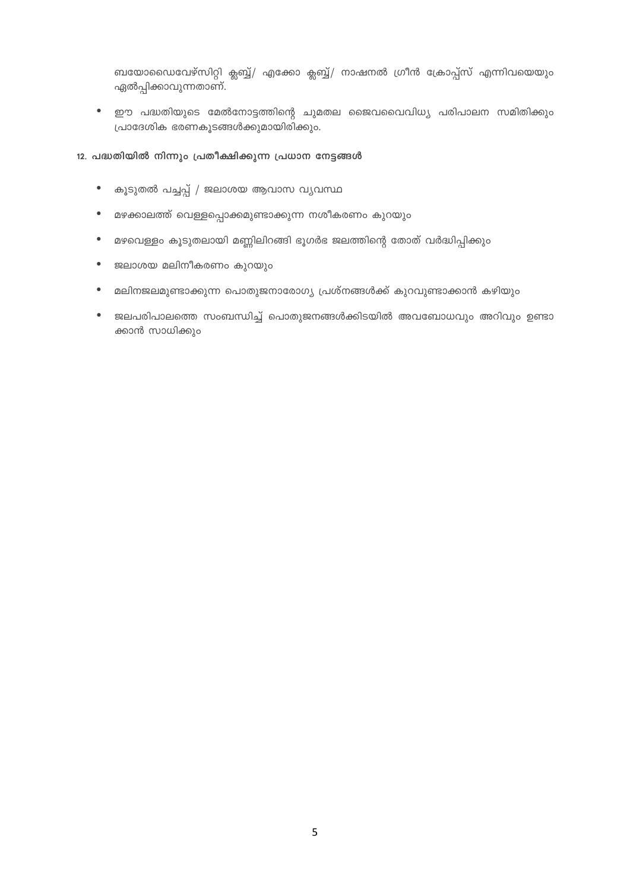ബയോഡൈവേഴ്സിറ്റി ക്ലബ്ബ്/ എക്കോ ക്ലബ്ബ്/ നാഷനൽ ഗ്രീൻ ക്രോപ്പ്സ് എന്നിവയെയും ഏൽപ്പിക്കാവുന്നതാണ്.

- ഈ പദ്ധതിയുടെ മേൽനോട്ടത്തിന്റെ ചുമതല ജൈവവൈവിധ്യ പരിപാലന സമിതിക്കും പ്രാദേശിക ഭരണകൂടങ്ങൾക്കുമായിരിക്കും.

### 12. പദ്ധതിയിൽ നിന്നും പ്രതീക്ഷിക്കുന്ന പ്രധാന നേട്ടങ്ങൾ

- കൂടുതൽ പച്ചപ്പ് / ജലാശയ ആവാസ വ്യവസ്ഥ
- മഴക്കാലത്ത് വെള്ളപ്പൊക്കമുണ്ടാക്കുന്ന നശീകരണം കുറയും
- മഴവെള്ളം കൂടുതലായി മണ്ണിലിറങ്ങി ഭൂഗർഭ ജലത്തിന്റെ തോത് വർദ്ധിപ്പിക്കും
- ജലാശയ മലിനീകരണം കുറയും
- മലിനജലമുണ്ടാക്കുന്ന പൊതുജനാരോഗ്യ പ്രശ്നങ്ങൾക്ക് കുറവുണ്ടാക്കാൻ കഴിയും
- ജലപരിപാലത്തെ സംബന്ധിച്ച് പൊതുജനങ്ങൾക്കിടയിൽ അവബോധവും അറിവും ഉണ്ടാക്കാൻ സാധിക്കും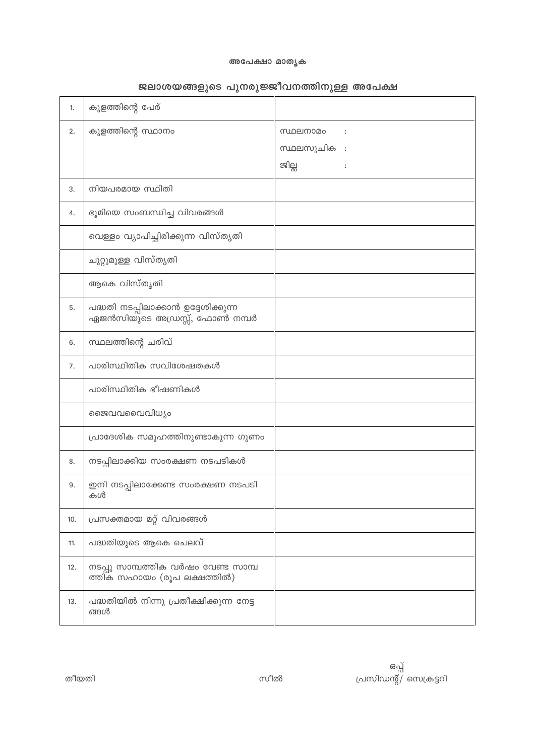**അപേക്ഷാ മാതൃക**

## ജലാശയങ്ങളുടെ പുനരുജ്ജീവനത്തിനുള്ള അപേക്ഷ

| | | |
|---|---|---|
| 1. | കുളത്തിന്റെ പേര് | |
| 2. | കുളത്തിന്റെ സ്ഥാനം | സ്ഥലനാമം : <br> സ്ഥലസൂചിക : <br> ജില്ല : |
| 3. | നിയപരമായ സ്ഥിതി | |
| 4. | ഭൂമിയെ സംബന്ധിച്ച വിവരങ്ങൾ | |
| | വെള്ളം വ്യാപിച്ചിരിക്കുന്ന വിസ്തൃതി | |
| | ചുറ്റുമുള്ള വിസ്തൃതി | |
| | ആകെ വിസ്തൃതി | |
| 5. | പദ്ധതി നടപ്പിലാക്കാൻ ഉദ്ദേശിക്കുന്ന ഏജൻസിയുടെ അഡ്രസ്സ്, ഫോൺ നമ്പർ | |
| 6. | സ്ഥലത്തിന്റെ ചരിവ് | |
| 7. | പാരിസ്ഥിതിക സവിശേഷതകൾ | |
| | പാരിസ്ഥിതിക ഭീഷണികൾ | |
| | ജൈവവൈവിധ്യം | |
| | പ്രാദേശിക സമൂഹത്തിനുണ്ടാകുന്ന ഗുണം | |
| 8. | നടപ്പിലാക്കിയ സംരക്ഷണ നടപടികൾ | |
| 9. | ഇനി നടപ്പിലാക്കേണ്ട സംരക്ഷണ നടപടികൾ | |
| 10. | പ്രസക്തമായ മറ്റ് വിവരങ്ങൾ | |
| 11. | പദ്ധതിയുടെ ആകെ ചെലവ് | |
| 12. | നടപ്പു സാമ്പത്തിക വർഷം വേണ്ട സാമ്പത്തിക സഹായം (രൂപ ലക്ഷത്തിൽ) | |
| 13. | പദ്ധതിയിൽ നിന്നു പ്രതീക്ഷിക്കുന്ന നേട്ടങ്ങൾ | |

ഒപ്പ്

തീയതി　　　　　　　　സീൽ　　　　　　　　പ്രസിഡന്റ്/ സെക്രട്ടറി